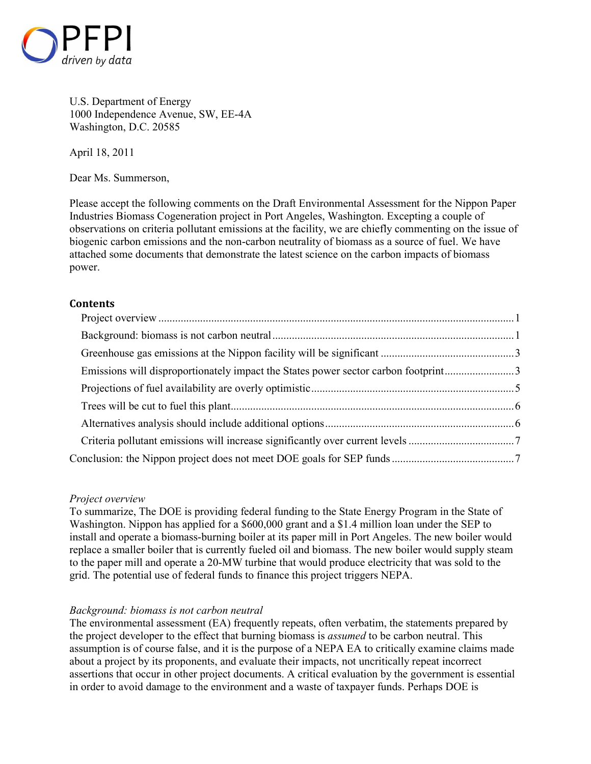PFPI
*driven by data*

U.S. Department of Energy
1000 Independence Avenue, SW, EE-4A
Washington, D.C. 20585

April 18, 2011

Dear Ms. Summerson,

Please accept the following comments on the Draft Environmental Assessment for the Nippon Paper Industries Biomass Cogeneration project in Port Angeles, Washington. Excepting a couple of observations on criteria pollutant emissions at the facility, we are chiefly commenting on the issue of biogenic carbon emissions and the non-carbon neutrality of biomass as a source of fuel. We have attached some documents that demonstrate the latest science on the carbon impacts of biomass power.

## Contents

- Project overview ........ 1
- Background: biomass is not carbon neutral ........ 1
- Greenhouse gas emissions at the Nippon facility will be significant ........ 3
- Emissions will disproportionately impact the States power sector carbon footprint ........ 3
- Projections of fuel availability are overly optimistic ........ 5
- Trees will be cut to fuel this plant ........ 6
- Alternatives analysis should include additional options ........ 6
- Criteria pollutant emissions will increase significantly over current levels ........ 7

Conclusion: the Nippon project does not meet DOE goals for SEP funds ........ 7

### *Project overview*

To summarize, The DOE is providing federal funding to the State Energy Program in the State of Washington. Nippon has applied for a $600,000 grant and a $1.4 million loan under the SEP to install and operate a biomass-burning boiler at its paper mill in Port Angeles. The new boiler would replace a smaller boiler that is currently fueled oil and biomass. The new boiler would supply steam to the paper mill and operate a 20-MW turbine that would produce electricity that was sold to the grid. The potential use of federal funds to finance this project triggers NEPA.

### *Background: biomass is not carbon neutral*

The environmental assessment (EA) frequently repeats, often verbatim, the statements prepared by the project developer to the effect that burning biomass is *assumed* to be carbon neutral. This assumption is of course false, and it is the purpose of a NEPA EA to critically examine claims made about a project by its proponents, and evaluate their impacts, not uncritically repeat incorrect assertions that occur in other project documents. A critical evaluation by the government is essential in order to avoid damage to the environment and a waste of taxpayer funds. Perhaps DOE is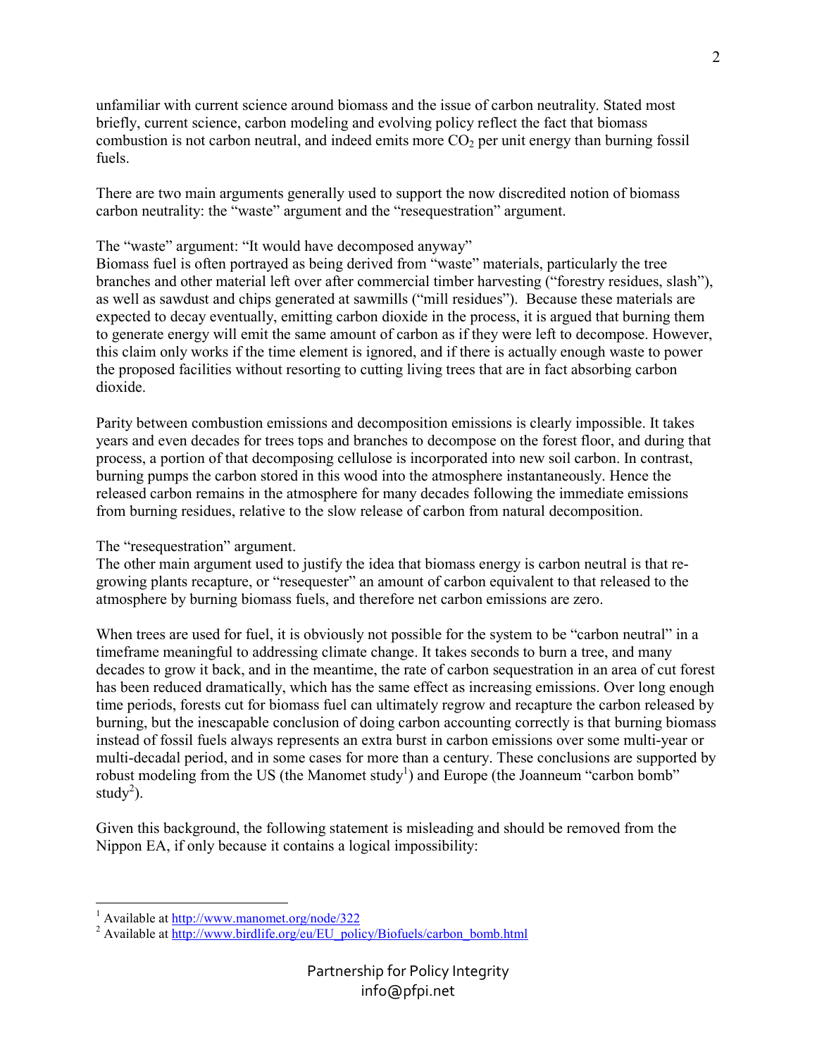unfamiliar with current science around biomass and the issue of carbon neutrality. Stated most briefly, current science, carbon modeling and evolving policy reflect the fact that biomass combustion is not carbon neutral, and indeed emits more $CO_2$ per unit energy than burning fossil fuels.

There are two main arguments generally used to support the now discredited notion of biomass carbon neutrality: the "waste" argument and the "resequestration" argument.

The "waste" argument: "It would have decomposed anyway"

Biomass fuel is often portrayed as being derived from "waste" materials, particularly the tree branches and other material left over after commercial timber harvesting ("forestry residues, slash"), as well as sawdust and chips generated at sawmills ("mill residues"). Because these materials are expected to decay eventually, emitting carbon dioxide in the process, it is argued that burning them to generate energy will emit the same amount of carbon as if they were left to decompose. However, this claim only works if the time element is ignored, and if there is actually enough waste to power the proposed facilities without resorting to cutting living trees that are in fact absorbing carbon dioxide.

Parity between combustion emissions and decomposition emissions is clearly impossible. It takes years and even decades for trees tops and branches to decompose on the forest floor, and during that process, a portion of that decomposing cellulose is incorporated into new soil carbon. In contrast, burning pumps the carbon stored in this wood into the atmosphere instantaneously. Hence the released carbon remains in the atmosphere for many decades following the immediate emissions from burning residues, relative to the slow release of carbon from natural decomposition.

The "resequestration" argument.

The other main argument used to justify the idea that biomass energy is carbon neutral is that re-growing plants recapture, or "resequester" an amount of carbon equivalent to that released to the atmosphere by burning biomass fuels, and therefore net carbon emissions are zero.

When trees are used for fuel, it is obviously not possible for the system to be "carbon neutral" in a timeframe meaningful to addressing climate change. It takes seconds to burn a tree, and many decades to grow it back, and in the meantime, the rate of carbon sequestration in an area of cut forest has been reduced dramatically, which has the same effect as increasing emissions. Over long enough time periods, forests cut for biomass fuel can ultimately regrow and recapture the carbon released by burning, but the inescapable conclusion of doing carbon accounting correctly is that burning biomass instead of fossil fuels always represents an extra burst in carbon emissions over some multi-year or multi-decadal period, and in some cases for more than a century. These conclusions are supported by robust modeling from the US (the Manomet study[1]) and Europe (the Joanneum "carbon bomb" study[2]).

Given this background, the following statement is misleading and should be removed from the Nippon EA, if only because it contains a logical impossibility:

---

[1] Available at http://www.manomet.org/node/322

[2] Available at http://www.birdlife.org/eu/EU_policy/Biofuels/carbon_bomb.html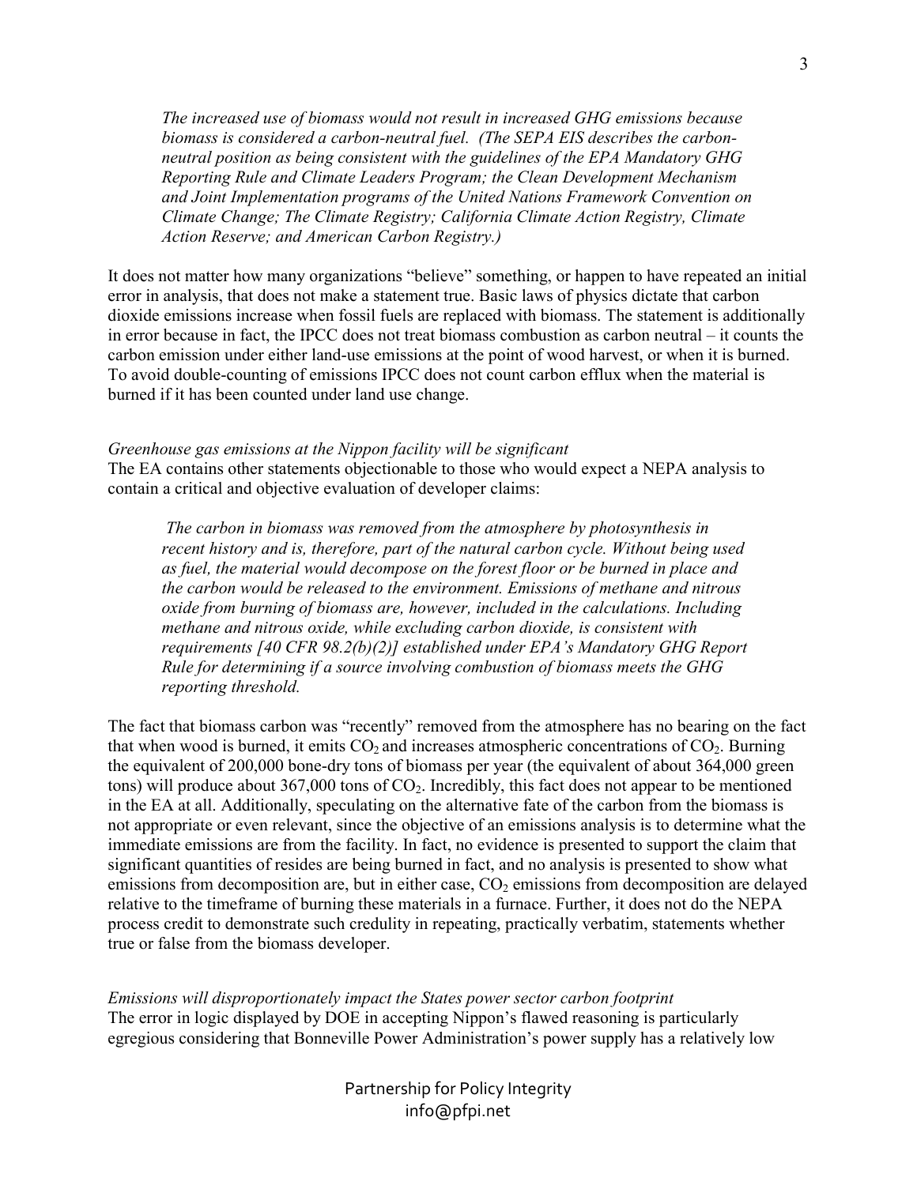> *The increased use of biomass would not result in increased GHG emissions because biomass is considered a carbon-neutral fuel. (The SEPA EIS describes the carbon-neutral position as being consistent with the guidelines of the EPA Mandatory GHG Reporting Rule and Climate Leaders Program; the Clean Development Mechanism and Joint Implementation programs of the United Nations Framework Convention on Climate Change; The Climate Registry; California Climate Action Registry, Climate Action Reserve; and American Carbon Registry.)*

It does not matter how many organizations "believe" something, or happen to have repeated an initial error in analysis, that does not make a statement true. Basic laws of physics dictate that carbon dioxide emissions increase when fossil fuels are replaced with biomass. The statement is additionally in error because in fact, the IPCC does not treat biomass combustion as carbon neutral – it counts the carbon emission under either land-use emissions at the point of wood harvest, or when it is burned. To avoid double-counting of emissions IPCC does not count carbon efflux when the material is burned if it has been counted under land use change.

*Greenhouse gas emissions at the Nippon facility will be significant*

The EA contains other statements objectionable to those who would expect a NEPA analysis to contain a critical and objective evaluation of developer claims:

> *The carbon in biomass was removed from the atmosphere by photosynthesis in recent history and is, therefore, part of the natural carbon cycle. Without being used as fuel, the material would decompose on the forest floor or be burned in place and the carbon would be released to the environment. Emissions of methane and nitrous oxide from burning of biomass are, however, included in the calculations. Including methane and nitrous oxide, while excluding carbon dioxide, is consistent with requirements [40 CFR 98.2(b)(2)] established under EPA's Mandatory GHG Report Rule for determining if a source involving combustion of biomass meets the GHG reporting threshold.*

The fact that biomass carbon was "recently" removed from the atmosphere has no bearing on the fact that when wood is burned, it emits $CO_2$ and increases atmospheric concentrations of $CO_2$. Burning the equivalent of 200,000 bone-dry tons of biomass per year (the equivalent of about 364,000 green tons) will produce about 367,000 tons of $CO_2$. Incredibly, this fact does not appear to be mentioned in the EA at all. Additionally, speculating on the alternative fate of the carbon from the biomass is not appropriate or even relevant, since the objective of an emissions analysis is to determine what the immediate emissions are from the facility. In fact, no evidence is presented to support the claim that significant quantities of resides are being burned in fact, and no analysis is presented to show what emissions from decomposition are, but in either case, $CO_2$ emissions from decomposition are delayed relative to the timeframe of burning these materials in a furnace. Further, it does not do the NEPA process credit to demonstrate such credulity in repeating, practically verbatim, statements whether true or false from the biomass developer.

*Emissions will disproportionately impact the States power sector carbon footprint*

The error in logic displayed by DOE in accepting Nippon's flawed reasoning is particularly egregious considering that Bonneville Power Administration's power supply has a relatively low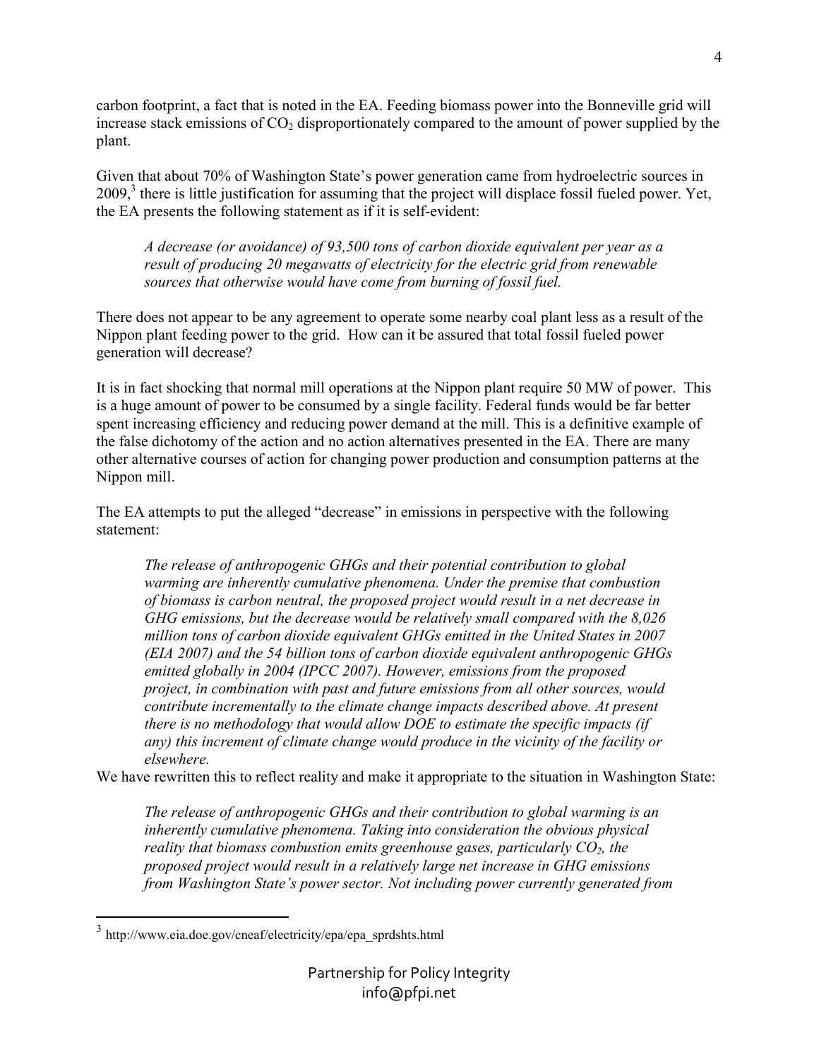carbon footprint, a fact that is noted in the EA. Feeding biomass power into the Bonneville grid will increase stack emissions of $CO_2$ disproportionately compared to the amount of power supplied by the plant.

Given that about 70% of Washington State's power generation came from hydroelectric sources in 2009,[3] there is little justification for assuming that the project will displace fossil fueled power. Yet, the EA presents the following statement as if it is self-evident:

> *A decrease (or avoidance) of 93,500 tons of carbon dioxide equivalent per year as a result of producing 20 megawatts of electricity for the electric grid from renewable sources that otherwise would have come from burning of fossil fuel.*

There does not appear to be any agreement to operate some nearby coal plant less as a result of the Nippon plant feeding power to the grid. How can it be assured that total fossil fueled power generation will decrease?

It is in fact shocking that normal mill operations at the Nippon plant require 50 MW of power. This is a huge amount of power to be consumed by a single facility. Federal funds would be far better spent increasing efficiency and reducing power demand at the mill. This is a definitive example of the false dichotomy of the action and no action alternatives presented in the EA. There are many other alternative courses of action for changing power production and consumption patterns at the Nippon mill.

The EA attempts to put the alleged "decrease" in emissions in perspective with the following statement:

> *The release of anthropogenic GHGs and their potential contribution to global warming are inherently cumulative phenomena. Under the premise that combustion of biomass is carbon neutral, the proposed project would result in a net decrease in GHG emissions, but the decrease would be relatively small compared with the 8,026 million tons of carbon dioxide equivalent GHGs emitted in the United States in 2007 (EIA 2007) and the 54 billion tons of carbon dioxide equivalent anthropogenic GHGs emitted globally in 2004 (IPCC 2007). However, emissions from the proposed project, in combination with past and future emissions from all other sources, would contribute incrementally to the climate change impacts described above. At present there is no methodology that would allow DOE to estimate the specific impacts (if any) this increment of climate change would produce in the vicinity of the facility or elsewhere.*

We have rewritten this to reflect reality and make it appropriate to the situation in Washington State:

> *The release of anthropogenic GHGs and their contribution to global warming is an inherently cumulative phenomena. Taking into consideration the obvious physical reality that biomass combustion emits greenhouse gases, particularly $CO_2$, the proposed project would result in a relatively large net increase in GHG emissions from Washington State's power sector. Not including power currently generated from*

---

[3] http://www.eia.doe.gov/cneaf/electricity/epa/epa_sprdshts.html

Partnership for Policy Integrity
info@pfpi.net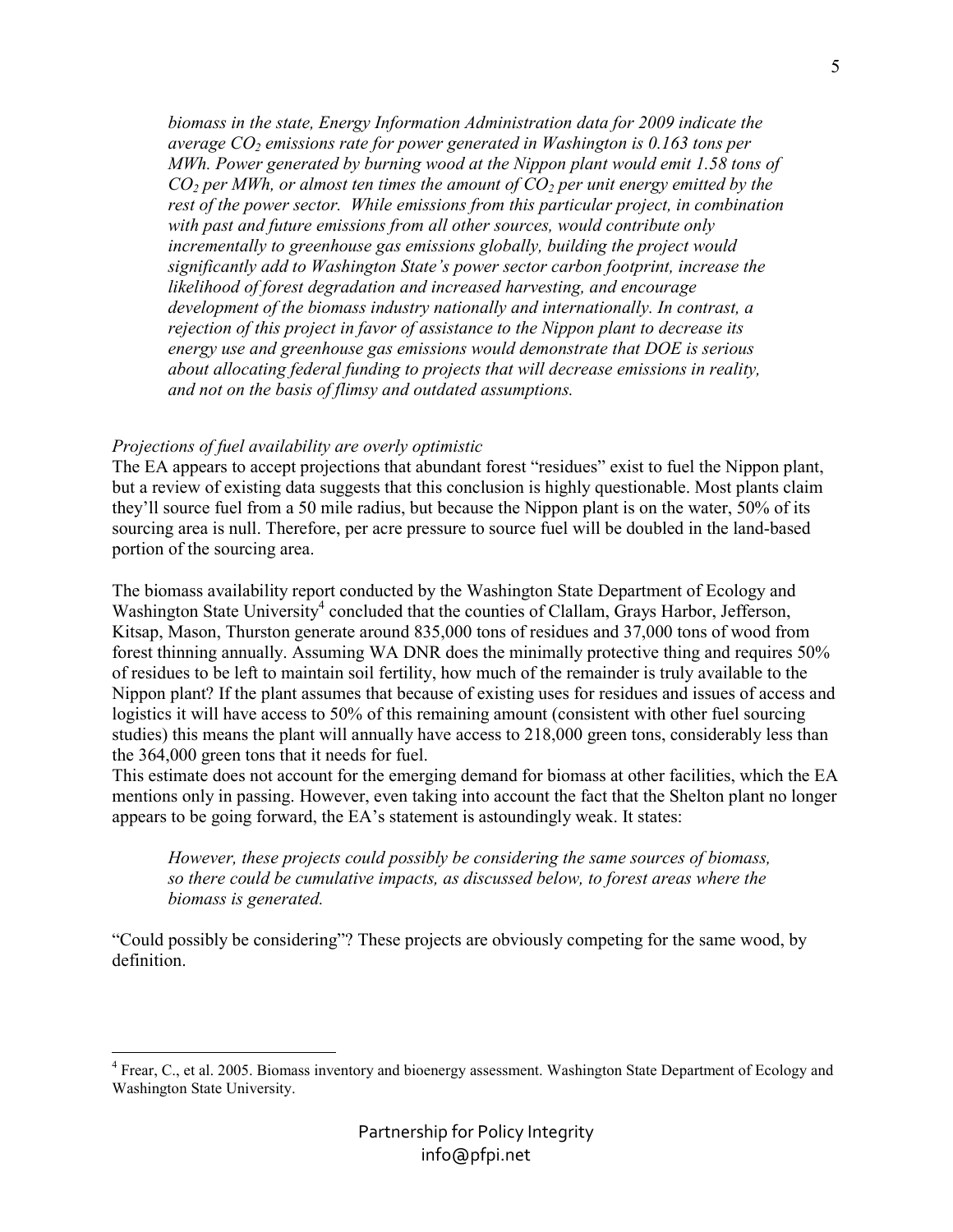*biomass in the state, Energy Information Administration data for 2009 indicate the average $CO_2$ emissions rate for power generated in Washington is 0.163 tons per MWh. Power generated by burning wood at the Nippon plant would emit 1.58 tons of $CO_2$ per MWh, or almost ten times the amount of $CO_2$ per unit energy emitted by the rest of the power sector. While emissions from this particular project, in combination with past and future emissions from all other sources, would contribute only incrementally to greenhouse gas emissions globally, building the project would significantly add to Washington State's power sector carbon footprint, increase the likelihood of forest degradation and increased harvesting, and encourage development of the biomass industry nationally and internationally. In contrast, a rejection of this project in favor of assistance to the Nippon plant to decrease its energy use and greenhouse gas emissions would demonstrate that DOE is serious about allocating federal funding to projects that will decrease emissions in reality, and not on the basis of flimsy and outdated assumptions.*

*Projections of fuel availability are overly optimistic*

The EA appears to accept projections that abundant forest "residues" exist to fuel the Nippon plant, but a review of existing data suggests that this conclusion is highly questionable. Most plants claim they'll source fuel from a 50 mile radius, but because the Nippon plant is on the water, 50% of its sourcing area is null. Therefore, per acre pressure to source fuel will be doubled in the land-based portion of the sourcing area.

The biomass availability report conducted by the Washington State Department of Ecology and Washington State University[4] concluded that the counties of Clallam, Grays Harbor, Jefferson, Kitsap, Mason, Thurston generate around 835,000 tons of residues and 37,000 tons of wood from forest thinning annually. Assuming WA DNR does the minimally protective thing and requires 50% of residues to be left to maintain soil fertility, how much of the remainder is truly available to the Nippon plant? If the plant assumes that because of existing uses for residues and issues of access and logistics it will have access to 50% of this remaining amount (consistent with other fuel sourcing studies) this means the plant will annually have access to 218,000 green tons, considerably less than the 364,000 green tons that it needs for fuel.

This estimate does not account for the emerging demand for biomass at other facilities, which the EA mentions only in passing. However, even taking into account the fact that the Shelton plant no longer appears to be going forward, the EA's statement is astoundingly weak. It states:

> *However, these projects could possibly be considering the same sources of biomass, so there could be cumulative impacts, as discussed below, to forest areas where the biomass is generated.*

"Could possibly be considering"? These projects are obviously competing for the same wood, by definition.

---

[4] Frear, C., et al. 2005. Biomass inventory and bioenergy assessment. Washington State Department of Ecology and Washington State University.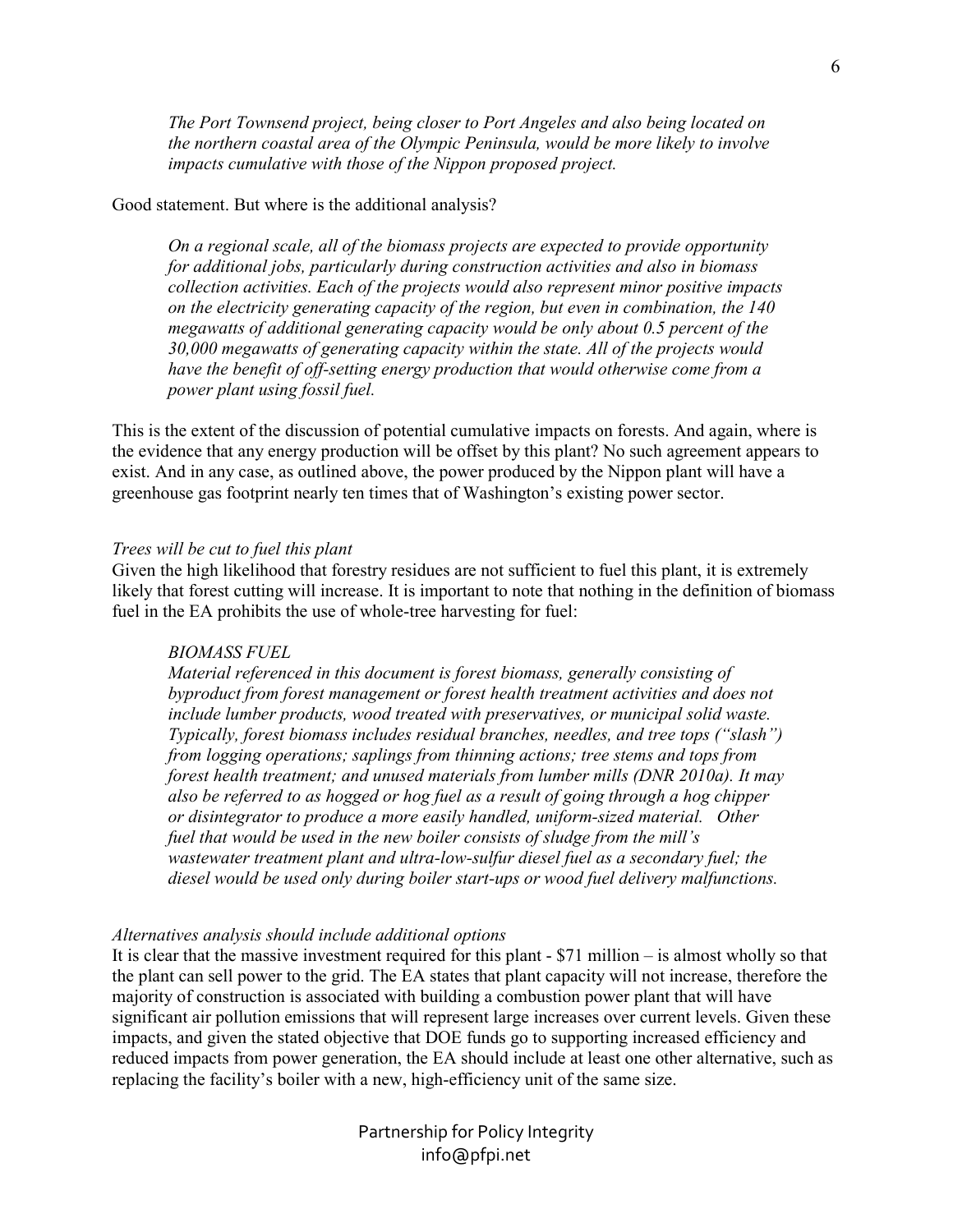> *The Port Townsend project, being closer to Port Angeles and also being located on the northern coastal area of the Olympic Peninsula, would be more likely to involve impacts cumulative with those of the Nippon proposed project.*

Good statement. But where is the additional analysis?

> *On a regional scale, all of the biomass projects are expected to provide opportunity for additional jobs, particularly during construction activities and also in biomass collection activities. Each of the projects would also represent minor positive impacts on the electricity generating capacity of the region, but even in combination, the 140 megawatts of additional generating capacity would be only about 0.5 percent of the 30,000 megawatts of generating capacity within the state. All of the projects would have the benefit of off-setting energy production that would otherwise come from a power plant using fossil fuel.*

This is the extent of the discussion of potential cumulative impacts on forests. And again, where is the evidence that any energy production will be offset by this plant? No such agreement appears to exist. And in any case, as outlined above, the power produced by the Nippon plant will have a greenhouse gas footprint nearly ten times that of Washington's existing power sector.

*Trees will be cut to fuel this plant*

Given the high likelihood that forestry residues are not sufficient to fuel this plant, it is extremely likely that forest cutting will increase. It is important to note that nothing in the definition of biomass fuel in the EA prohibits the use of whole-tree harvesting for fuel:

> *BIOMASS FUEL*
>
> *Material referenced in this document is forest biomass, generally consisting of byproduct from forest management or forest health treatment activities and does not include lumber products, wood treated with preservatives, or municipal solid waste. Typically, forest biomass includes residual branches, needles, and tree tops ("slash") from logging operations; saplings from thinning actions; tree stems and tops from forest health treatment; and unused materials from lumber mills (DNR 2010a). It may also be referred to as hogged or hog fuel as a result of going through a hog chipper or disintegrator to produce a more easily handled, uniform-sized material. Other fuel that would be used in the new boiler consists of sludge from the mill's wastewater treatment plant and ultra-low-sulfur diesel fuel as a secondary fuel; the diesel would be used only during boiler start-ups or wood fuel delivery malfunctions.*

*Alternatives analysis should include additional options*

It is clear that the massive investment required for this plant - $71 million – is almost wholly so that the plant can sell power to the grid. The EA states that plant capacity will not increase, therefore the majority of construction is associated with building a combustion power plant that will have significant air pollution emissions that will represent large increases over current levels. Given these impacts, and given the stated objective that DOE funds go to supporting increased efficiency and reduced impacts from power generation, the EA should include at least one other alternative, such as replacing the facility's boiler with a new, high-efficiency unit of the same size.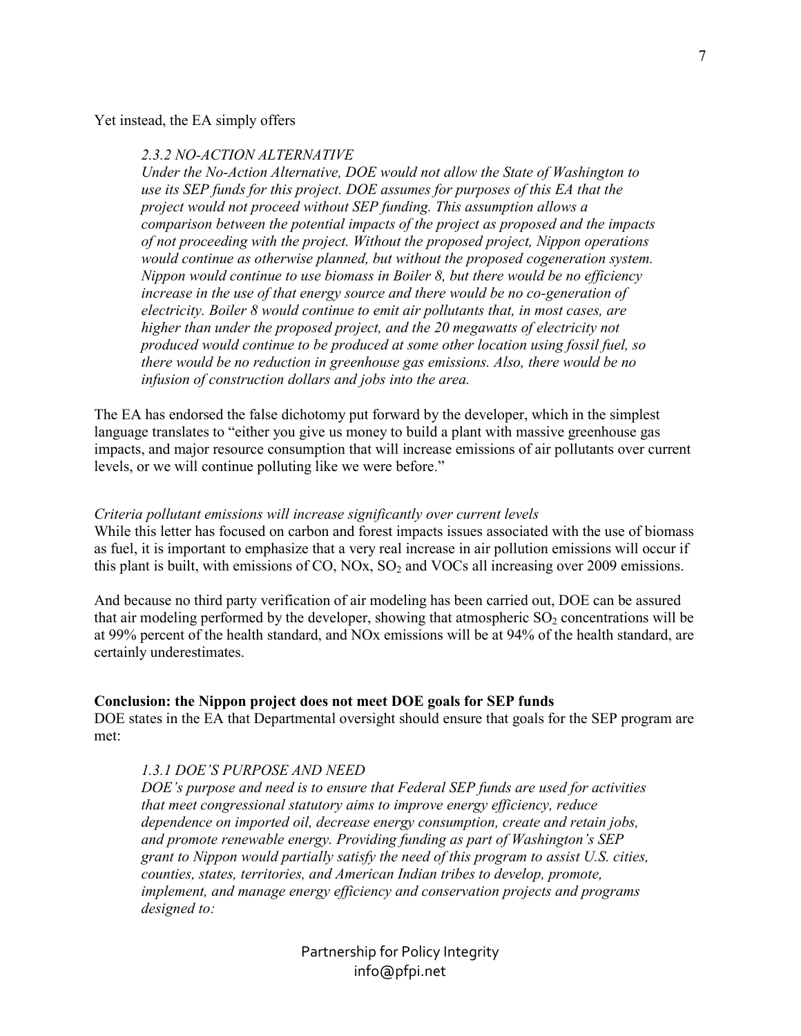Yet instead, the EA simply offers

> *2.3.2 NO-ACTION ALTERNATIVE*
> *Under the No-Action Alternative, DOE would not allow the State of Washington to use its SEP funds for this project. DOE assumes for purposes of this EA that the project would not proceed without SEP funding. This assumption allows a comparison between the potential impacts of the project as proposed and the impacts of not proceeding with the project. Without the proposed project, Nippon operations would continue as otherwise planned, but without the proposed cogeneration system. Nippon would continue to use biomass in Boiler 8, but there would be no efficiency increase in the use of that energy source and there would be no co-generation of electricity. Boiler 8 would continue to emit air pollutants that, in most cases, are higher than under the proposed project, and the 20 megawatts of electricity not produced would continue to be produced at some other location using fossil fuel, so there would be no reduction in greenhouse gas emissions. Also, there would be no infusion of construction dollars and jobs into the area.*

The EA has endorsed the false dichotomy put forward by the developer, which in the simplest language translates to "either you give us money to build a plant with massive greenhouse gas impacts, and major resource consumption that will increase emissions of air pollutants over current levels, or we will continue polluting like we were before."

*Criteria pollutant emissions will increase significantly over current levels*
While this letter has focused on carbon and forest impacts issues associated with the use of biomass as fuel, it is important to emphasize that a very real increase in air pollution emissions will occur if this plant is built, with emissions of CO, NOx, $SO_2$ and VOCs all increasing over 2009 emissions.

And because no third party verification of air modeling has been carried out, DOE can be assured that air modeling performed by the developer, showing that atmospheric $SO_2$ concentrations will be at 99% percent of the health standard, and NOx emissions will be at 94% of the health standard, are certainly underestimates.

**Conclusion: the Nippon project does not meet DOE goals for SEP funds**
DOE states in the EA that Departmental oversight should ensure that goals for the SEP program are met:

> *1.3.1 DOE'S PURPOSE AND NEED*
> *DOE's purpose and need is to ensure that Federal SEP funds are used for activities that meet congressional statutory aims to improve energy efficiency, reduce dependence on imported oil, decrease energy consumption, create and retain jobs, and promote renewable energy. Providing funding as part of Washington's SEP grant to Nippon would partially satisfy the need of this program to assist U.S. cities, counties, states, territories, and American Indian tribes to develop, promote, implement, and manage energy efficiency and conservation projects and programs designed to:*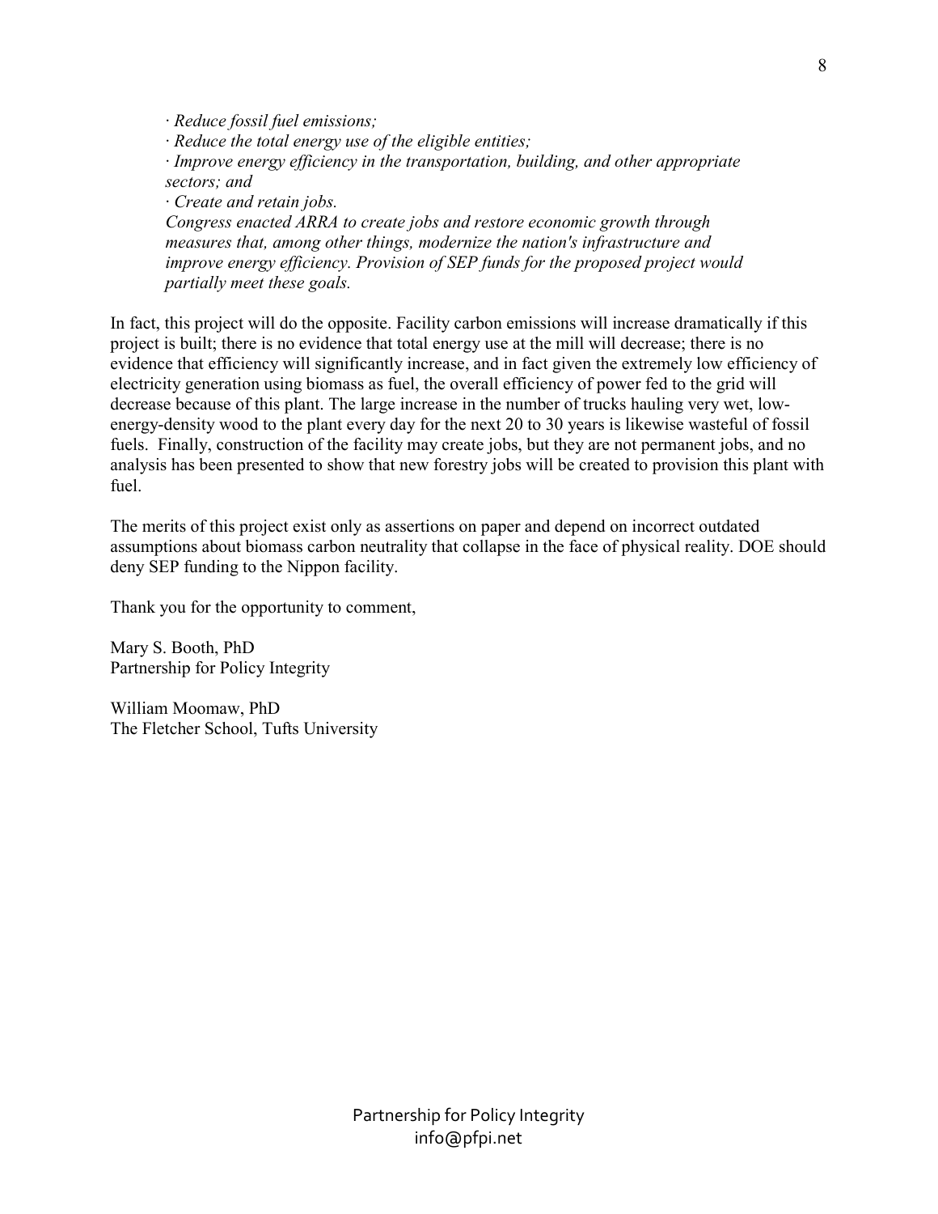> *· Reduce fossil fuel emissions;*
> *· Reduce the total energy use of the eligible entities;*
> *· Improve energy efficiency in the transportation, building, and other appropriate sectors; and*
> *· Create and retain jobs.*
> *Congress enacted ARRA to create jobs and restore economic growth through measures that, among other things, modernize the nation's infrastructure and improve energy efficiency. Provision of SEP funds for the proposed project would partially meet these goals.*

In fact, this project will do the opposite. Facility carbon emissions will increase dramatically if this project is built; there is no evidence that total energy use at the mill will decrease; there is no evidence that efficiency will significantly increase, and in fact given the extremely low efficiency of electricity generation using biomass as fuel, the overall efficiency of power fed to the grid will decrease because of this plant. The large increase in the number of trucks hauling very wet, low-energy-density wood to the plant every day for the next 20 to 30 years is likewise wasteful of fossil fuels. Finally, construction of the facility may create jobs, but they are not permanent jobs, and no analysis has been presented to show that new forestry jobs will be created to provision this plant with fuel.

The merits of this project exist only as assertions on paper and depend on incorrect outdated assumptions about biomass carbon neutrality that collapse in the face of physical reality. DOE should deny SEP funding to the Nippon facility.

Thank you for the opportunity to comment,

Mary S. Booth, PhD
Partnership for Policy Integrity

William Moomaw, PhD
The Fletcher School, Tufts University